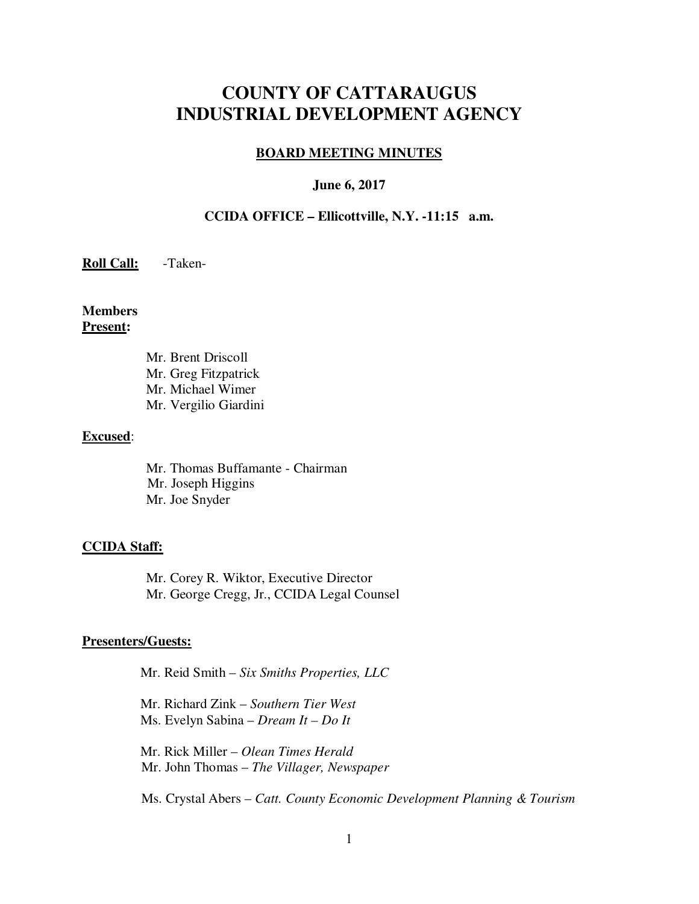# COUNTY OF CATTARAUGUS
# INDUSTRIAL DEVELOPMENT AGENCY

**BOARD MEETING MINUTES**

**June 6, 2017**

**CCIDA OFFICE – Ellicottville, N.Y. -11:15 a.m.**

**Roll Call:** -Taken-

**Members Present:**

Mr. Brent Driscoll
Mr. Greg Fitzpatrick
Mr. Michael Wimer
Mr. Vergilio Giardini

**Excused**:

Mr. Thomas Buffamante - Chairman
Mr. Joseph Higgins
Mr. Joe Snyder

**CCIDA Staff:**

Mr. Corey R. Wiktor, Executive Director
Mr. George Cregg, Jr., CCIDA Legal Counsel

**Presenters/Guests:**

Mr. Reid Smith – *Six Smiths Properties, LLC*

Mr. Richard Zink – *Southern Tier West*
Ms. Evelyn Sabina – *Dream It – Do It*

Mr. Rick Miller – *Olean Times Herald*
Mr. John Thomas – *The Villager, Newspaper*

Ms. Crystal Abers – *Catt. County Economic Development Planning & Tourism*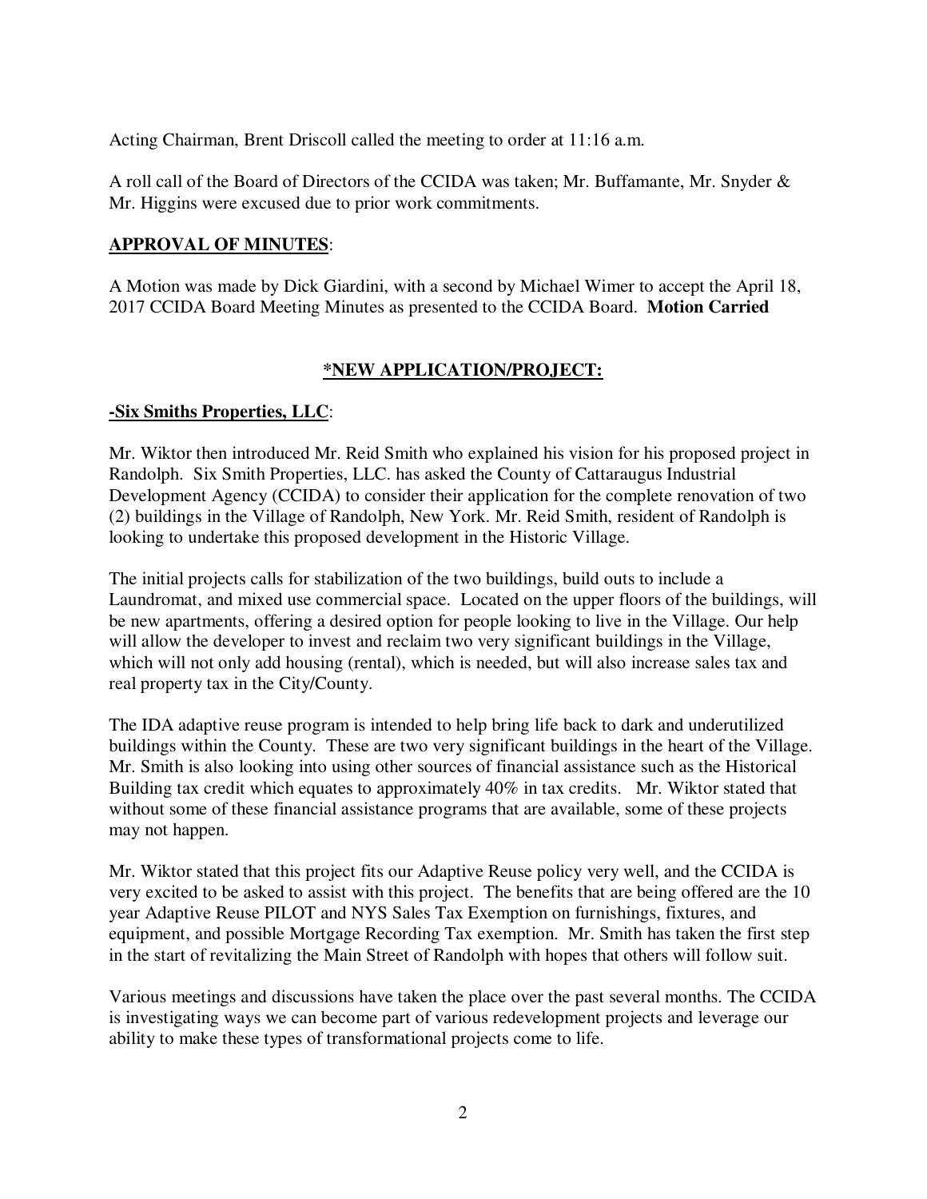Acting Chairman, Brent Driscoll called the meeting to order at 11:16 a.m.

A roll call of the Board of Directors of the CCIDA was taken; Mr. Buffamante, Mr. Snyder & Mr. Higgins were excused due to prior work commitments.

**APPROVAL OF MINUTES**:

A Motion was made by Dick Giardini, with a second by Michael Wimer to accept the April 18, 2017 CCIDA Board Meeting Minutes as presented to the CCIDA Board. **Motion Carried**

## ***NEW APPLICATION/PROJECT:**

**-Six Smiths Properties, LLC**:

Mr. Wiktor then introduced Mr. Reid Smith who explained his vision for his proposed project in Randolph. Six Smith Properties, LLC. has asked the County of Cattaraugus Industrial Development Agency (CCIDA) to consider their application for the complete renovation of two (2) buildings in the Village of Randolph, New York. Mr. Reid Smith, resident of Randolph is looking to undertake this proposed development in the Historic Village.

The initial projects calls for stabilization of the two buildings, build outs to include a Laundromat, and mixed use commercial space. Located on the upper floors of the buildings, will be new apartments, offering a desired option for people looking to live in the Village. Our help will allow the developer to invest and reclaim two very significant buildings in the Village, which will not only add housing (rental), which is needed, but will also increase sales tax and real property tax in the City/County.

The IDA adaptive reuse program is intended to help bring life back to dark and underutilized buildings within the County. These are two very significant buildings in the heart of the Village. Mr. Smith is also looking into using other sources of financial assistance such as the Historical Building tax credit which equates to approximately 40% in tax credits. Mr. Wiktor stated that without some of these financial assistance programs that are available, some of these projects may not happen.

Mr. Wiktor stated that this project fits our Adaptive Reuse policy very well, and the CCIDA is very excited to be asked to assist with this project. The benefits that are being offered are the 10 year Adaptive Reuse PILOT and NYS Sales Tax Exemption on furnishings, fixtures, and equipment, and possible Mortgage Recording Tax exemption. Mr. Smith has taken the first step in the start of revitalizing the Main Street of Randolph with hopes that others will follow suit.

Various meetings and discussions have taken the place over the past several months. The CCIDA is investigating ways we can become part of various redevelopment projects and leverage our ability to make these types of transformational projects come to life.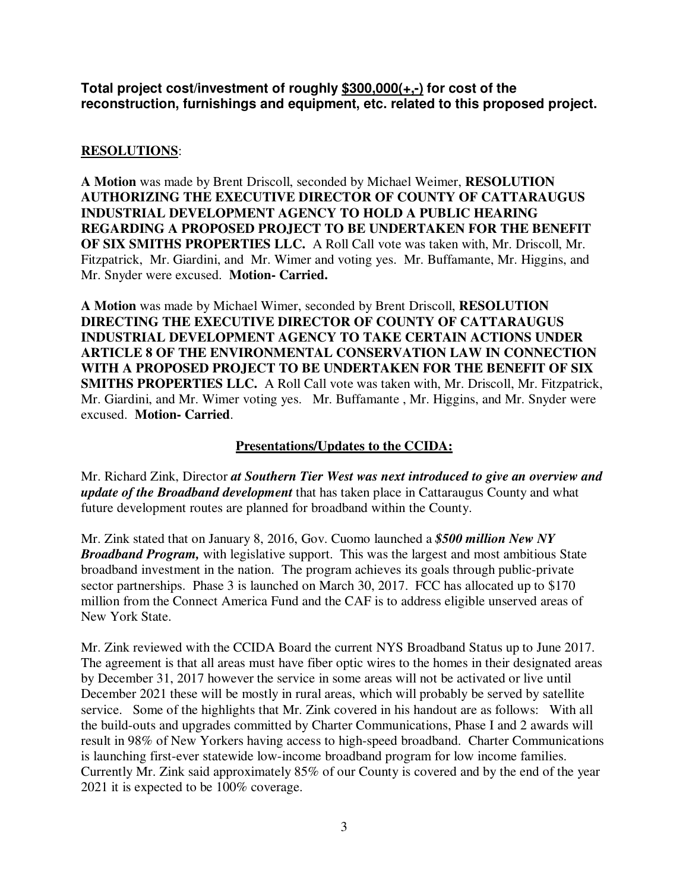**Total project cost/investment of roughly <u>$300,000(+,-)</u> for cost of the reconstruction, furnishings and equipment, etc. related to this proposed project.**

**<u>RESOLUTIONS</u>**:

**A Motion** was made by Brent Driscoll, seconded by Michael Weimer, **RESOLUTION AUTHORIZING THE EXECUTIVE DIRECTOR OF COUNTY OF CATTARAUGUS INDUSTRIAL DEVELOPMENT AGENCY TO HOLD A PUBLIC HEARING REGARDING A PROPOSED PROJECT TO BE UNDERTAKEN FOR THE BENEFIT OF SIX SMITHS PROPERTIES LLC.** A Roll Call vote was taken with, Mr. Driscoll, Mr. Fitzpatrick, Mr. Giardini, and Mr. Wimer and voting yes. Mr. Buffamante, Mr. Higgins, and Mr. Snyder were excused. **Motion- Carried.**

**A Motion** was made by Michael Wimer, seconded by Brent Driscoll, **RESOLUTION DIRECTING THE EXECUTIVE DIRECTOR OF COUNTY OF CATTARAUGUS INDUSTRIAL DEVELOPMENT AGENCY TO TAKE CERTAIN ACTIONS UNDER ARTICLE 8 OF THE ENVIRONMENTAL CONSERVATION LAW IN CONNECTION WITH A PROPOSED PROJECT TO BE UNDERTAKEN FOR THE BENEFIT OF SIX SMITHS PROPERTIES LLC.** A Roll Call vote was taken with, Mr. Driscoll, Mr. Fitzpatrick, Mr. Giardini, and Mr. Wimer voting yes. Mr. Buffamante , Mr. Higgins, and Mr. Snyder were excused. **Motion- Carried**.

## <u>Presentations/Updates to the CCIDA:</u>

Mr. Richard Zink, Director ***at Southern Tier West was next introduced to give an overview and update of the Broadband development*** that has taken place in Cattaraugus County and what future development routes are planned for broadband within the County.

Mr. Zink stated that on January 8, 2016, Gov. Cuomo launched a ***$500 million New NY Broadband Program,*** with legislative support. This was the largest and most ambitious State broadband investment in the nation. The program achieves its goals through public-private sector partnerships. Phase 3 is launched on March 30, 2017. FCC has allocated up to $170 million from the Connect America Fund and the CAF is to address eligible unserved areas of New York State.

Mr. Zink reviewed with the CCIDA Board the current NYS Broadband Status up to June 2017. The agreement is that all areas must have fiber optic wires to the homes in their designated areas by December 31, 2017 however the service in some areas will not be activated or live until December 2021 these will be mostly in rural areas, which will probably be served by satellite service. Some of the highlights that Mr. Zink covered in his handout are as follows: With all the build-outs and upgrades committed by Charter Communications, Phase I and 2 awards will result in 98% of New Yorkers having access to high-speed broadband. Charter Communications is launching first-ever statewide low-income broadband program for low income families. Currently Mr. Zink said approximately 85% of our County is covered and by the end of the year 2021 it is expected to be 100% coverage.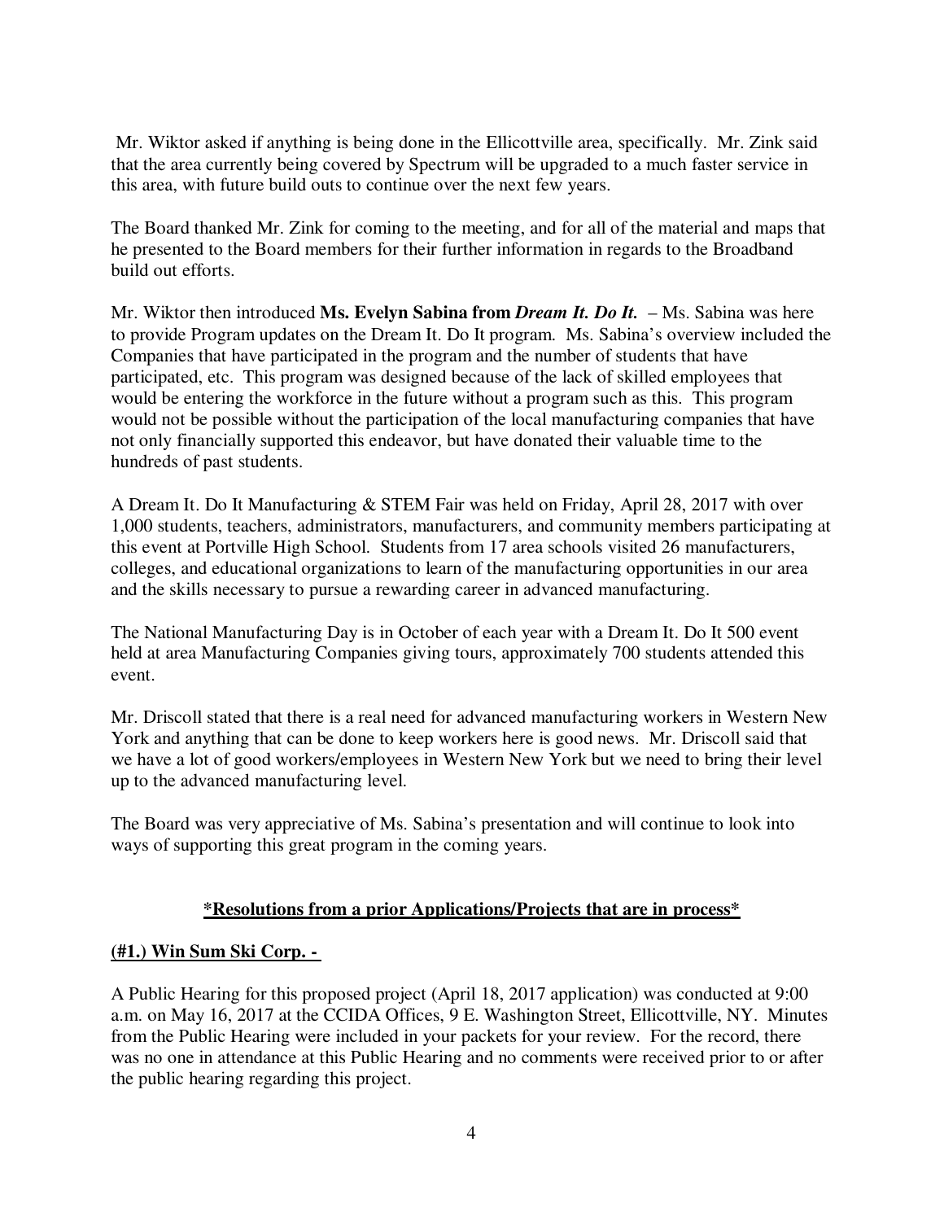Mr. Wiktor asked if anything is being done in the Ellicottville area, specifically. Mr. Zink said that the area currently being covered by Spectrum will be upgraded to a much faster service in this area, with future build outs to continue over the next few years.

The Board thanked Mr. Zink for coming to the meeting, and for all of the material and maps that he presented to the Board members for their further information in regards to the Broadband build out efforts.

Mr. Wiktor then introduced **Ms. Evelyn Sabina from *Dream It. Do It.*** – Ms. Sabina was here to provide Program updates on the Dream It. Do It program. Ms. Sabina's overview included the Companies that have participated in the program and the number of students that have participated, etc. This program was designed because of the lack of skilled employees that would be entering the workforce in the future without a program such as this. This program would not be possible without the participation of the local manufacturing companies that have not only financially supported this endeavor, but have donated their valuable time to the hundreds of past students.

A Dream It. Do It Manufacturing & STEM Fair was held on Friday, April 28, 2017 with over 1,000 students, teachers, administrators, manufacturers, and community members participating at this event at Portville High School. Students from 17 area schools visited 26 manufacturers, colleges, and educational organizations to learn of the manufacturing opportunities in our area and the skills necessary to pursue a rewarding career in advanced manufacturing.

The National Manufacturing Day is in October of each year with a Dream It. Do It 500 event held at area Manufacturing Companies giving tours, approximately 700 students attended this event.

Mr. Driscoll stated that there is a real need for advanced manufacturing workers in Western New York and anything that can be done to keep workers here is good news. Mr. Driscoll said that we have a lot of good workers/employees in Western New York but we need to bring their level up to the advanced manufacturing level.

The Board was very appreciative of Ms. Sabina's presentation and will continue to look into ways of supporting this great program in the coming years.

## ***Resolutions from a prior Applications/Projects that are in process***

### **(#1.) Win Sum Ski Corp. -**

A Public Hearing for this proposed project (April 18, 2017 application) was conducted at 9:00 a.m. on May 16, 2017 at the CCIDA Offices, 9 E. Washington Street, Ellicottville, NY. Minutes from the Public Hearing were included in your packets for your review. For the record, there was no one in attendance at this Public Hearing and no comments were received prior to or after the public hearing regarding this project.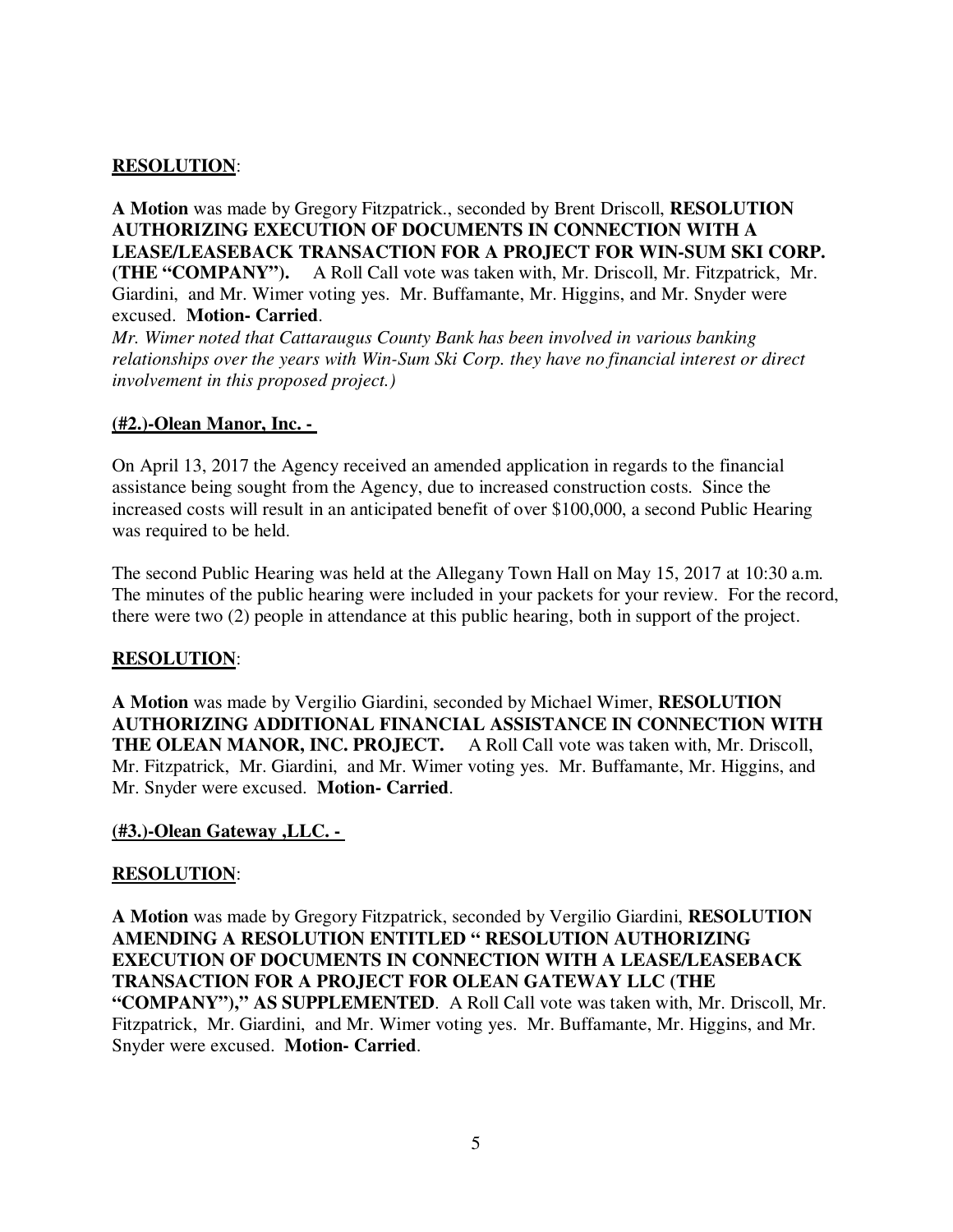**RESOLUTION**:

**A Motion** was made by Gregory Fitzpatrick., seconded by Brent Driscoll, **RESOLUTION AUTHORIZING EXECUTION OF DOCUMENTS IN CONNECTION WITH A LEASE/LEASEBACK TRANSACTION FOR A PROJECT FOR WIN-SUM SKI CORP. (THE "COMPANY").** A Roll Call vote was taken with, Mr. Driscoll, Mr. Fitzpatrick, Mr. Giardini, and Mr. Wimer voting yes. Mr. Buffamante, Mr. Higgins, and Mr. Snyder were excused. **Motion- Carried**.
*Mr. Wimer noted that Cattaraugus County Bank has been involved in various banking relationships over the years with Win-Sum Ski Corp. they have no financial interest or direct involvement in this proposed project.)*

**(#2.)-Olean Manor, Inc. -**

On April 13, 2017 the Agency received an amended application in regards to the financial assistance being sought from the Agency, due to increased construction costs. Since the increased costs will result in an anticipated benefit of over $100,000, a second Public Hearing was required to be held.

The second Public Hearing was held at the Allegany Town Hall on May 15, 2017 at 10:30 a.m. The minutes of the public hearing were included in your packets for your review. For the record, there were two (2) people in attendance at this public hearing, both in support of the project.

**RESOLUTION**:

**A Motion** was made by Vergilio Giardini, seconded by Michael Wimer, **RESOLUTION AUTHORIZING ADDITIONAL FINANCIAL ASSISTANCE IN CONNECTION WITH THE OLEAN MANOR, INC. PROJECT.** A Roll Call vote was taken with, Mr. Driscoll, Mr. Fitzpatrick, Mr. Giardini, and Mr. Wimer voting yes. Mr. Buffamante, Mr. Higgins, and Mr. Snyder were excused. **Motion- Carried**.

**(#3.)-Olean Gateway ,LLC. -**

**RESOLUTION**:

**A Motion** was made by Gregory Fitzpatrick, seconded by Vergilio Giardini, **RESOLUTION AMENDING A RESOLUTION ENTITLED " RESOLUTION AUTHORIZING EXECUTION OF DOCUMENTS IN CONNECTION WITH A LEASE/LEASEBACK TRANSACTION FOR A PROJECT FOR OLEAN GATEWAY LLC (THE "COMPANY")," AS SUPPLEMENTED**. A Roll Call vote was taken with, Mr. Driscoll, Mr. Fitzpatrick, Mr. Giardini, and Mr. Wimer voting yes. Mr. Buffamante, Mr. Higgins, and Mr. Snyder were excused. **Motion- Carried**.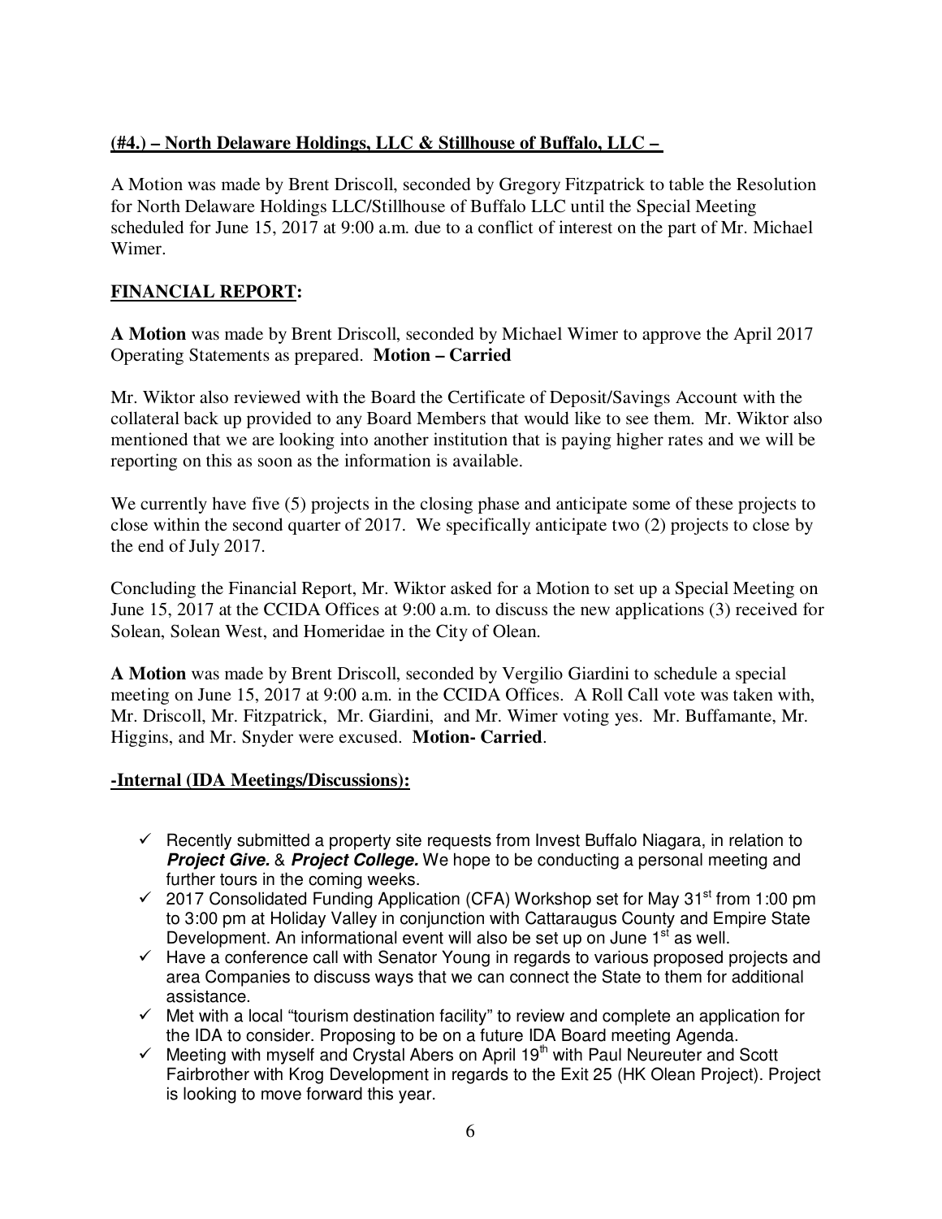**(#4.) – North Delaware Holdings, LLC & Stillhouse of Buffalo, LLC –**

A Motion was made by Brent Driscoll, seconded by Gregory Fitzpatrick to table the Resolution for North Delaware Holdings LLC/Stillhouse of Buffalo LLC until the Special Meeting scheduled for June 15, 2017 at 9:00 a.m. due to a conflict of interest on the part of Mr. Michael Wimer.

**FINANCIAL REPORT:**

**A Motion** was made by Brent Driscoll, seconded by Michael Wimer to approve the April 2017 Operating Statements as prepared. **Motion – Carried**

Mr. Wiktor also reviewed with the Board the Certificate of Deposit/Savings Account with the collateral back up provided to any Board Members that would like to see them. Mr. Wiktor also mentioned that we are looking into another institution that is paying higher rates and we will be reporting on this as soon as the information is available.

We currently have five (5) projects in the closing phase and anticipate some of these projects to close within the second quarter of 2017. We specifically anticipate two (2) projects to close by the end of July 2017.

Concluding the Financial Report, Mr. Wiktor asked for a Motion to set up a Special Meeting on June 15, 2017 at the CCIDA Offices at 9:00 a.m. to discuss the new applications (3) received for Solean, Solean West, and Homeridae in the City of Olean.

**A Motion** was made by Brent Driscoll, seconded by Vergilio Giardini to schedule a special meeting on June 15, 2017 at 9:00 a.m. in the CCIDA Offices. A Roll Call vote was taken with, Mr. Driscoll, Mr. Fitzpatrick, Mr. Giardini, and Mr. Wimer voting yes. Mr. Buffamante, Mr. Higgins, and Mr. Snyder were excused. **Motion- Carried**.

**-Internal (IDA Meetings/Discussions):**

- ✓ Recently submitted a property site requests from Invest Buffalo Niagara, in relation to ***Project Give.*** & ***Project College.*** We hope to be conducting a personal meeting and further tours in the coming weeks.
- ✓ 2017 Consolidated Funding Application (CFA) Workshop set for May 31st from 1:00 pm to 3:00 pm at Holiday Valley in conjunction with Cattaraugus County and Empire State Development. An informational event will also be set up on June 1st as well.
- ✓ Have a conference call with Senator Young in regards to various proposed projects and area Companies to discuss ways that we can connect the State to them for additional assistance.
- ✓ Met with a local "tourism destination facility" to review and complete an application for the IDA to consider. Proposing to be on a future IDA Board meeting Agenda.
- ✓ Meeting with myself and Crystal Abers on April 19th with Paul Neureuter and Scott Fairbrother with Krog Development in regards to the Exit 25 (HK Olean Project). Project is looking to move forward this year.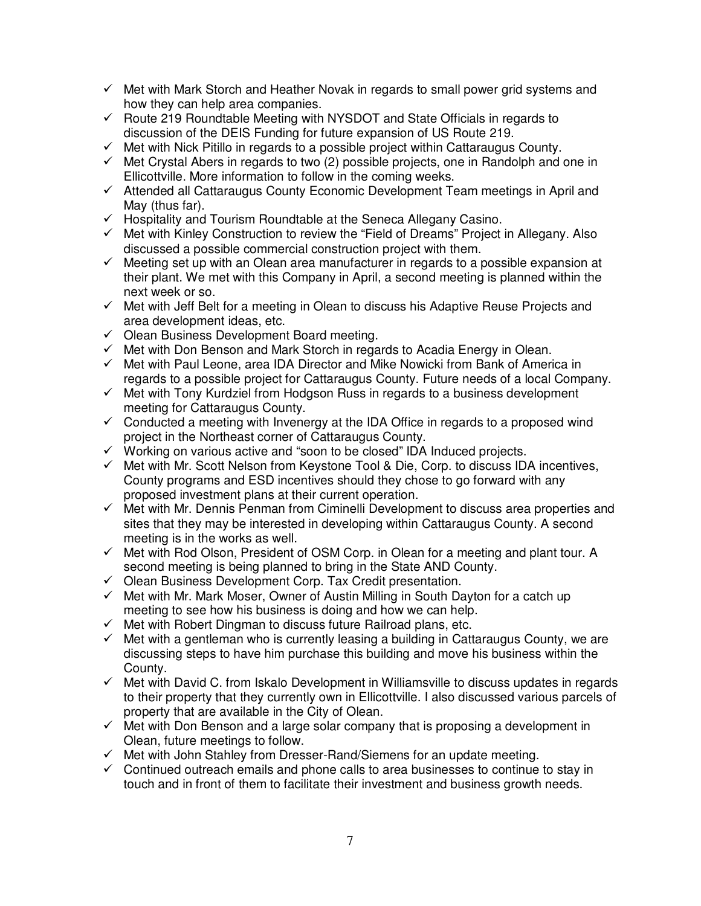- ✓ Met with Mark Storch and Heather Novak in regards to small power grid systems and how they can help area companies.
- ✓ Route 219 Roundtable Meeting with NYSDOT and State Officials in regards to discussion of the DEIS Funding for future expansion of US Route 219.
- ✓ Met with Nick Pitillo in regards to a possible project within Cattaraugus County.
- ✓ Met Crystal Abers in regards to two (2) possible projects, one in Randolph and one in Ellicottville. More information to follow in the coming weeks.
- ✓ Attended all Cattaraugus County Economic Development Team meetings in April and May (thus far).
- ✓ Hospitality and Tourism Roundtable at the Seneca Allegany Casino.
- ✓ Met with Kinley Construction to review the "Field of Dreams" Project in Allegany. Also discussed a possible commercial construction project with them.
- ✓ Meeting set up with an Olean area manufacturer in regards to a possible expansion at their plant. We met with this Company in April, a second meeting is planned within the next week or so.
- ✓ Met with Jeff Belt for a meeting in Olean to discuss his Adaptive Reuse Projects and area development ideas, etc.
- ✓ Olean Business Development Board meeting.
- ✓ Met with Don Benson and Mark Storch in regards to Acadia Energy in Olean.
- ✓ Met with Paul Leone, area IDA Director and Mike Nowicki from Bank of America in regards to a possible project for Cattaraugus County. Future needs of a local Company.
- ✓ Met with Tony Kurdziel from Hodgson Russ in regards to a business development meeting for Cattaraugus County.
- ✓ Conducted a meeting with Invenergy at the IDA Office in regards to a proposed wind project in the Northeast corner of Cattaraugus County.
- ✓ Working on various active and "soon to be closed" IDA Induced projects.
- ✓ Met with Mr. Scott Nelson from Keystone Tool & Die, Corp. to discuss IDA incentives, County programs and ESD incentives should they chose to go forward with any proposed investment plans at their current operation.
- ✓ Met with Mr. Dennis Penman from Ciminelli Development to discuss area properties and sites that they may be interested in developing within Cattaraugus County. A second meeting is in the works as well.
- ✓ Met with Rod Olson, President of OSM Corp. in Olean for a meeting and plant tour. A second meeting is being planned to bring in the State AND County.
- ✓ Olean Business Development Corp. Tax Credit presentation.
- ✓ Met with Mr. Mark Moser, Owner of Austin Milling in South Dayton for a catch up meeting to see how his business is doing and how we can help.
- ✓ Met with Robert Dingman to discuss future Railroad plans, etc.
- ✓ Met with a gentleman who is currently leasing a building in Cattaraugus County, we are discussing steps to have him purchase this building and move his business within the County.
- ✓ Met with David C. from Iskalo Development in Williamsville to discuss updates in regards to their property that they currently own in Ellicottville. I also discussed various parcels of property that are available in the City of Olean.
- ✓ Met with Don Benson and a large solar company that is proposing a development in Olean, future meetings to follow.
- ✓ Met with John Stahley from Dresser-Rand/Siemens for an update meeting.
- ✓ Continued outreach emails and phone calls to area businesses to continue to stay in touch and in front of them to facilitate their investment and business growth needs.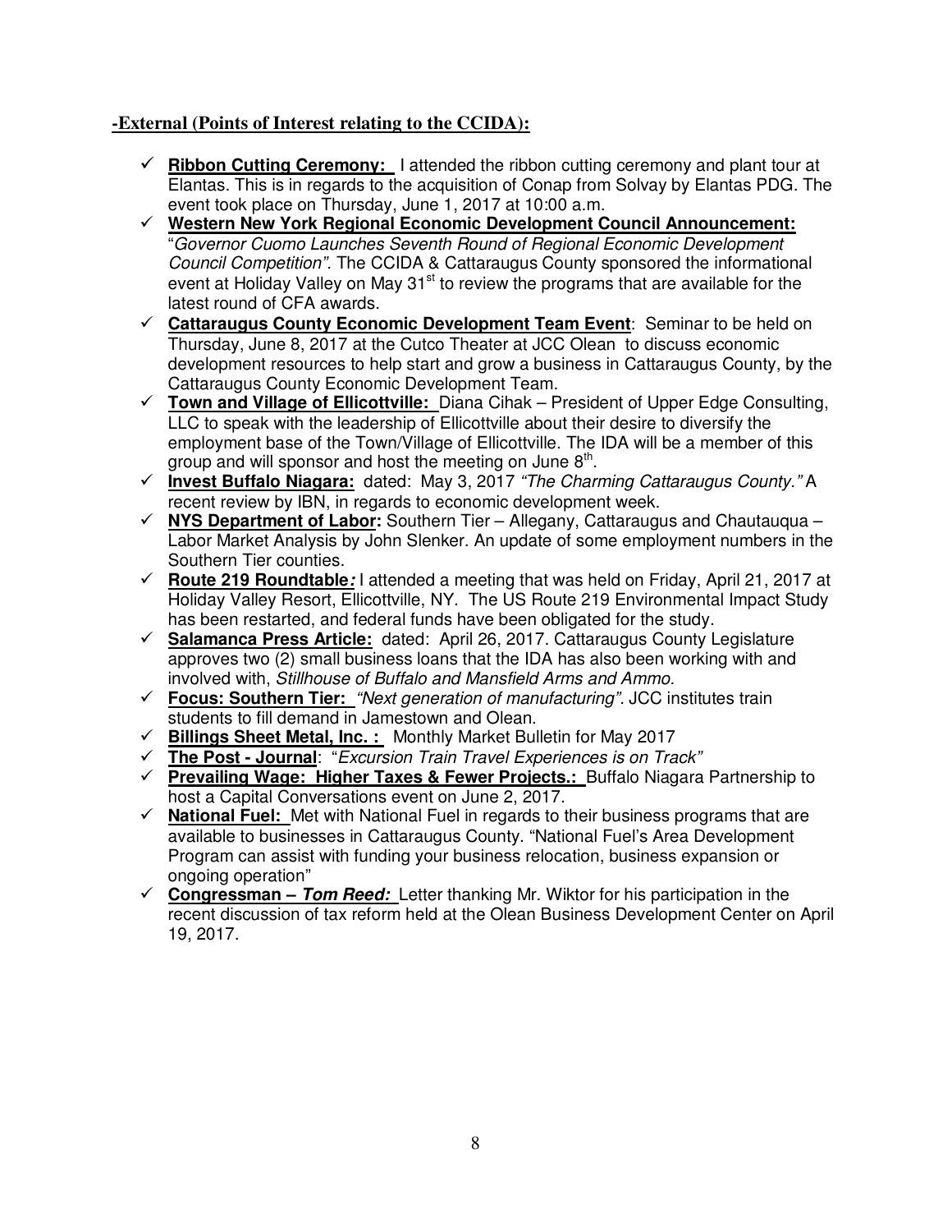**-External (Points of Interest relating to the CCIDA):**

- ✓ **Ribbon Cutting Ceremony:** I attended the ribbon cutting ceremony and plant tour at Elantas. This is in regards to the acquisition of Conap from Solvay by Elantas PDG. The event took place on Thursday, June 1, 2017 at 10:00 a.m.
- ✓ **Western New York Regional Economic Development Council Announcement:** "*Governor Cuomo Launches Seventh Round of Regional Economic Development Council Competition*". The CCIDA & Cattaraugus County sponsored the informational event at Holiday Valley on May 31st to review the programs that are available for the latest round of CFA awards.
- ✓ **Cattaraugus County Economic Development Team Event**: Seminar to be held on Thursday, June 8, 2017 at the Cutco Theater at JCC Olean to discuss economic development resources to help start and grow a business in Cattaraugus County, by the Cattaraugus County Economic Development Team.
- ✓ **Town and Village of Ellicottville:** Diana Cihak – President of Upper Edge Consulting, LLC to speak with the leadership of Ellicottville about their desire to diversify the employment base of the Town/Village of Ellicottville. The IDA will be a member of this group and will sponsor and host the meeting on June 8th.
- ✓ **Invest Buffalo Niagara:** dated: May 3, 2017 *"The Charming Cattaraugus County."* A recent review by IBN, in regards to economic development week.
- ✓ **NYS Department of Labor:** Southern Tier – Allegany, Cattaraugus and Chautauqua – Labor Market Analysis by John Slenker. An update of some employment numbers in the Southern Tier counties.
- ✓ **Route 219 Roundtable*:*** I attended a meeting that was held on Friday, April 21, 2017 at Holiday Valley Resort, Ellicottville, NY. The US Route 219 Environmental Impact Study has been restarted, and federal funds have been obligated for the study.
- ✓ **Salamanca Press Article:** dated: April 26, 2017. Cattaraugus County Legislature approves two (2) small business loans that the IDA has also been working with and involved with, *Stillhouse of Buffalo and Mansfield Arms and Ammo.*
- ✓ **Focus: Southern Tier:** *"Next generation of manufacturing"*. JCC institutes train students to fill demand in Jamestown and Olean.
- ✓ **Billings Sheet Metal, Inc. :** Monthly Market Bulletin for May 2017
- ✓ **The Post - Journal**: "*Excursion Train Travel Experiences is on Track*"
- ✓ **Prevailing Wage: Higher Taxes & Fewer Projects.:** Buffalo Niagara Partnership to host a Capital Conversations event on June 2, 2017.
- ✓ **National Fuel:** Met with National Fuel in regards to their business programs that are available to businesses in Cattaraugus County. "National Fuel's Area Development Program can assist with funding your business relocation, business expansion or ongoing operation"
- ✓ **Congressman – *Tom Reed:*** Letter thanking Mr. Wiktor for his participation in the recent discussion of tax reform held at the Olean Business Development Center on April 19, 2017.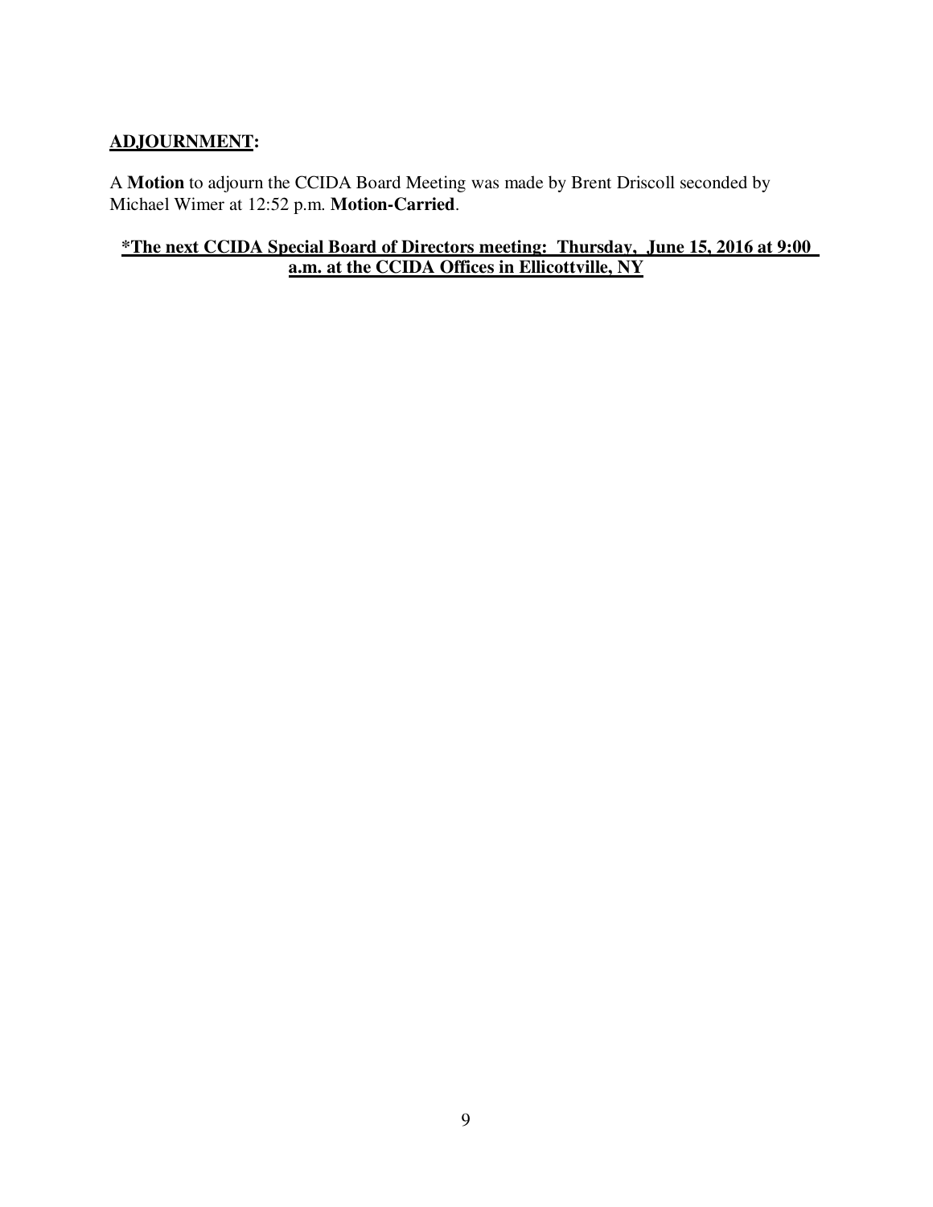**ADJOURNMENT:**

A **Motion** to adjourn the CCIDA Board Meeting was made by Brent Driscoll seconded by Michael Wimer at 12:52 p.m. **Motion-Carried**.

**\*The next CCIDA Special Board of Directors meeting: Thursday, June 15, 2016 at 9:00 a.m. at the CCIDA Offices in Ellicottville, NY**